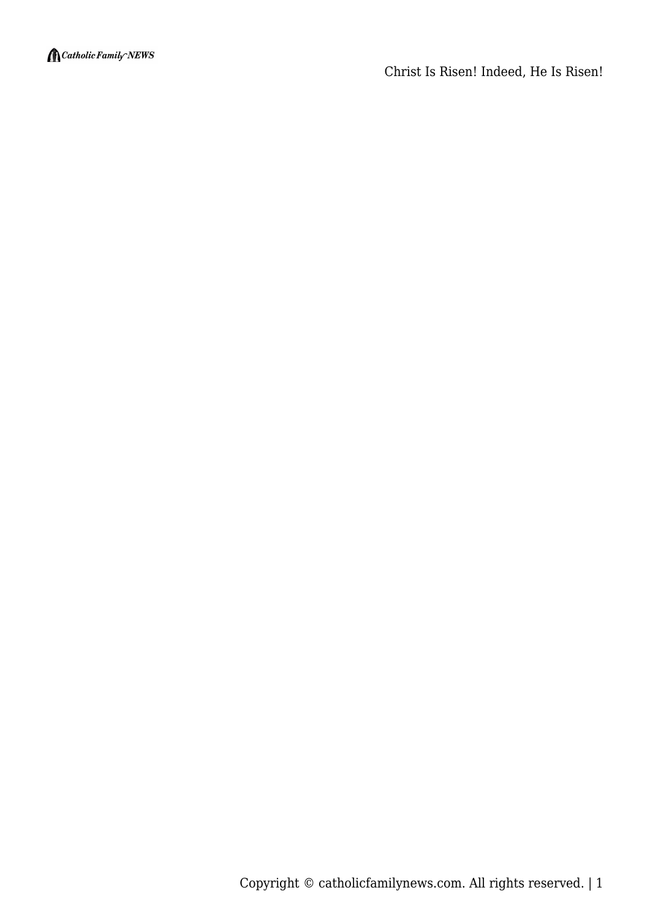

Christ Is Risen! Indeed, He Is Risen!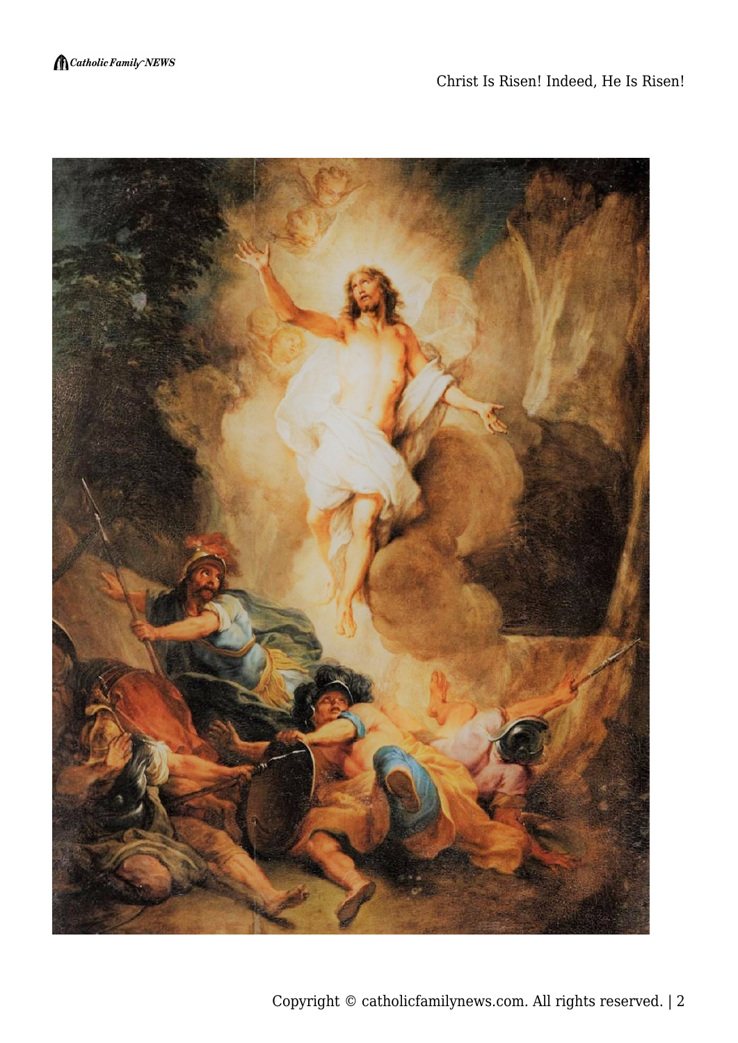